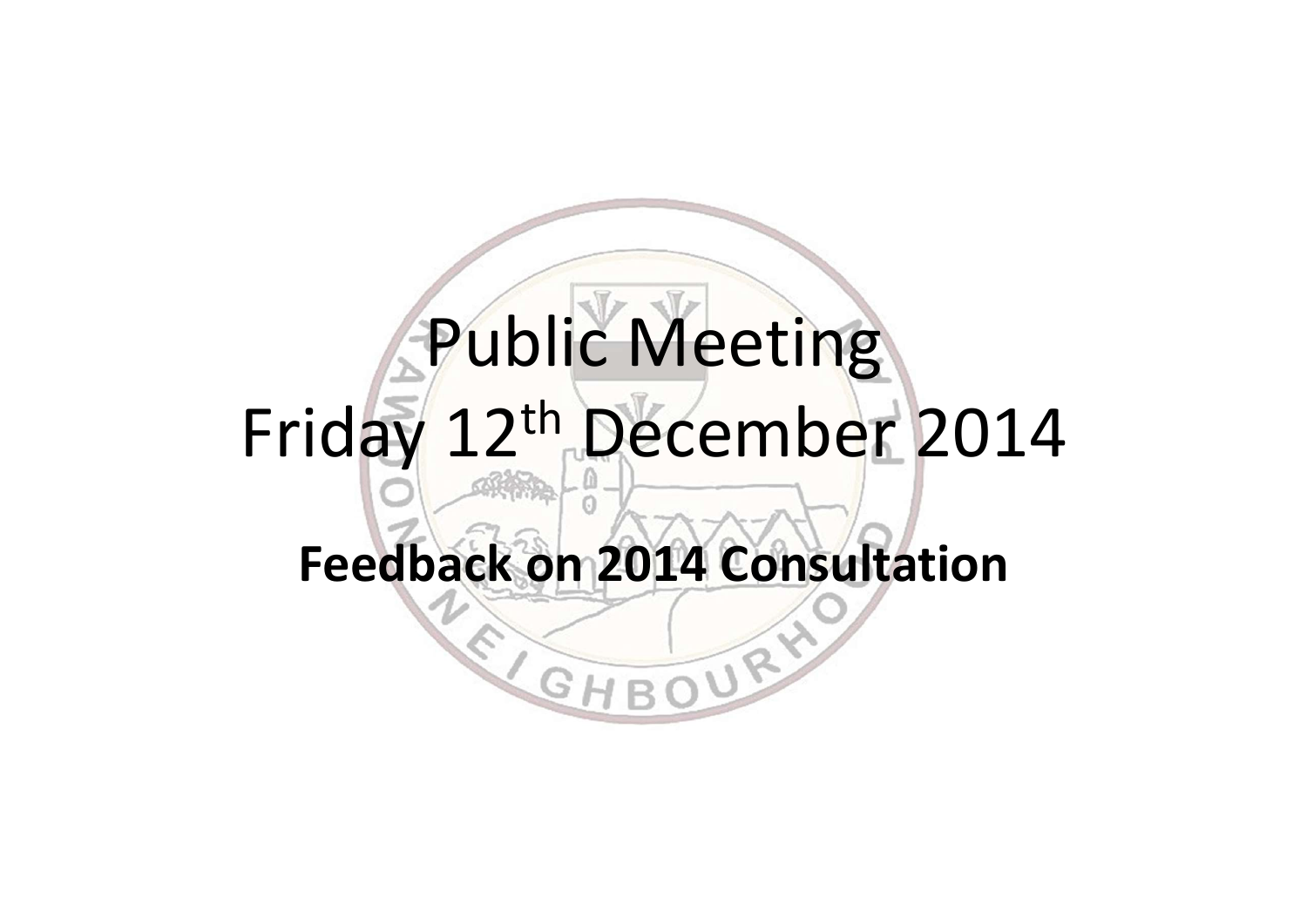# Public Meeting

# Friday 12th December 2014

**Feedback on 2014 Consultation**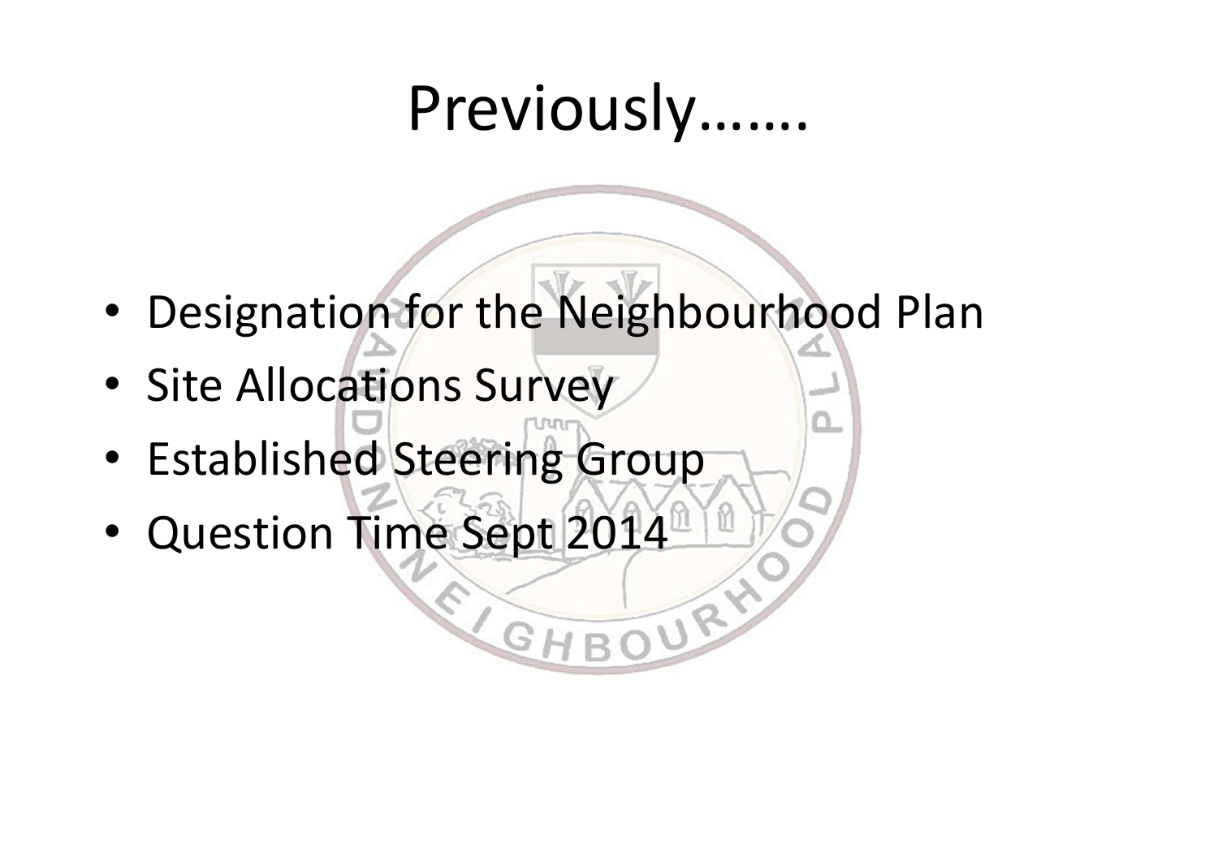# Previously…….

- Designation for the Neighbourhood Plan
- Site Allocations Survey
- Established Steering Group
- Question Time Sept 2014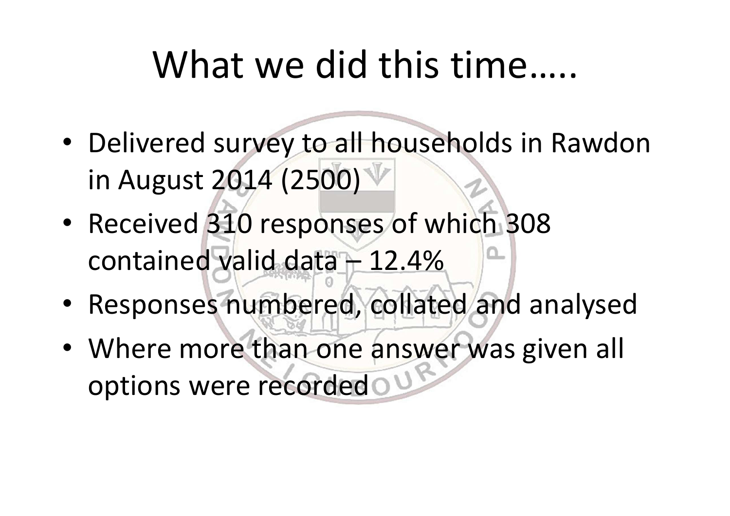# What we did this time…..

- Delivered survey to all households in Rawdon in August 2014 (2500)
- Received 310 responses of which 308 contained valid data – 12.4%
- Responses numbered, collated and analysed
- Where more than one answer was given all options were recorded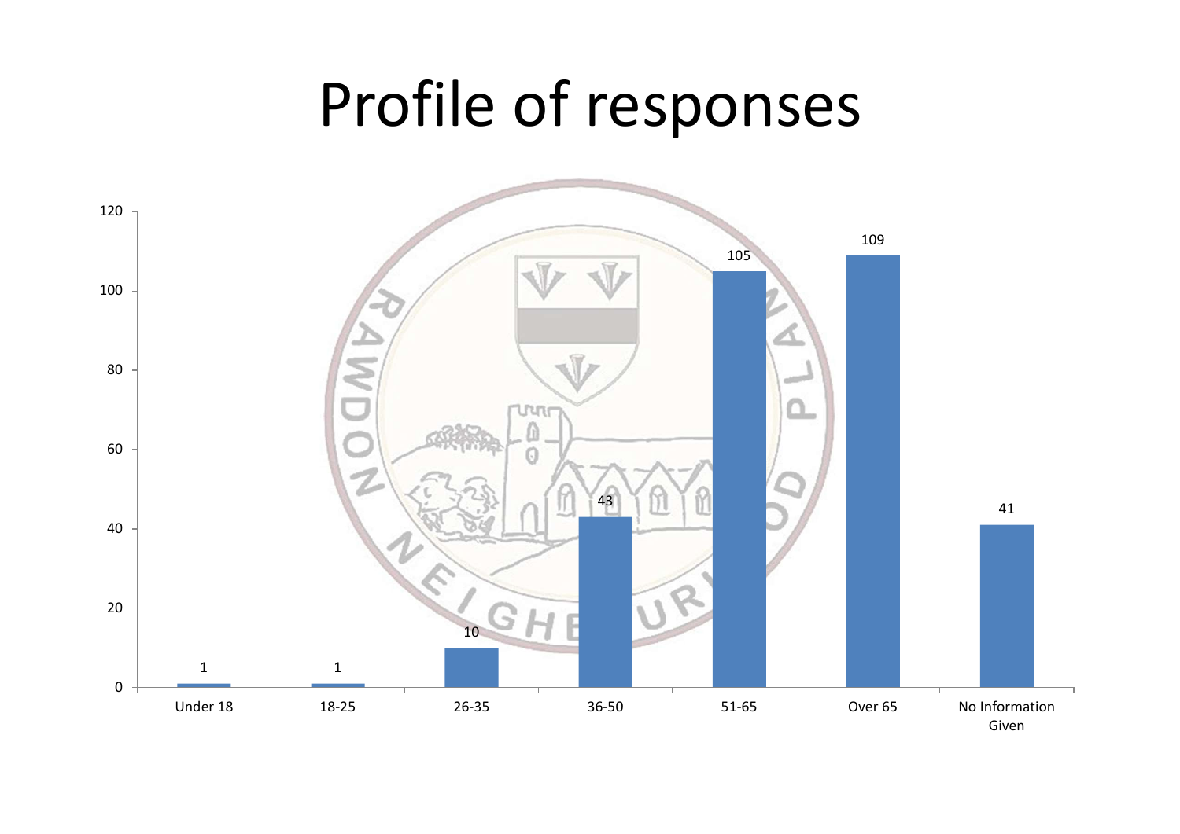# Profile of responses

| Age group | Responses |
| --- | --- |
| Under 18 | 1 |
| 18-25 | 1 |
| 26-35 | 10 |
| 36-50 | 43 |
| 51-65 | 105 |
| Over 65 | 109 |
| No Information Given | 41 |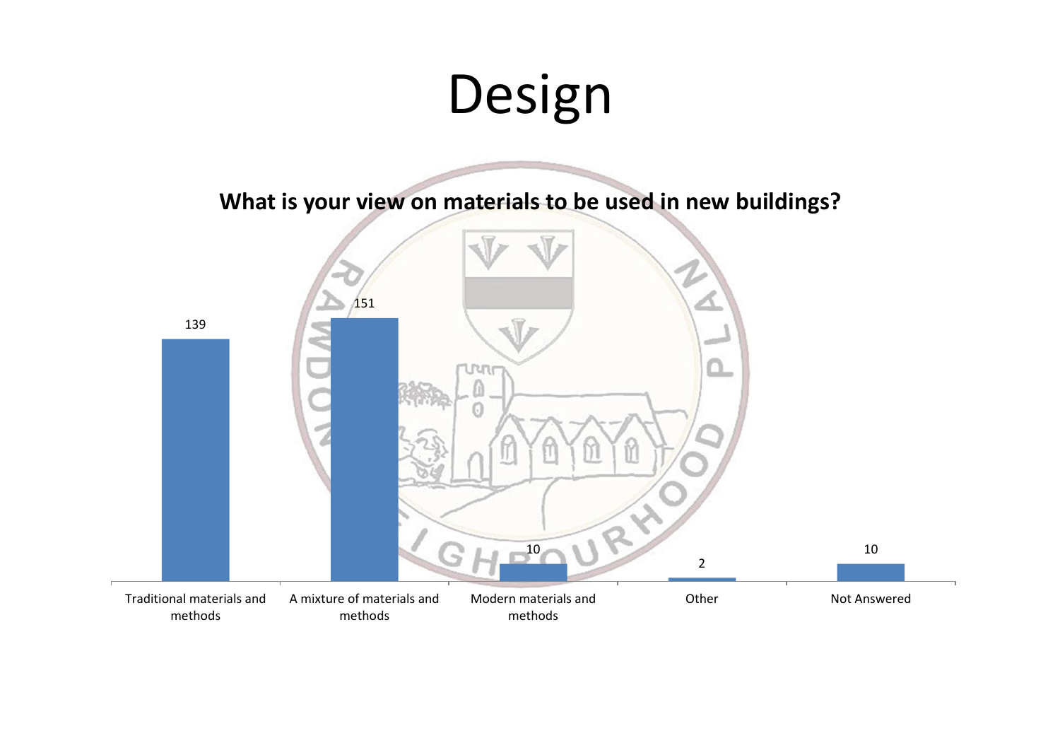# Design

**What is your view on materials to be used in new buildings?**

| Response | Count |
| --- | --- |
| Traditional materials and methods | 139 |
| A mixture of materials and methods | 151 |
| Modern materials and methods | 10 |
| Other | 2 |
| Not Answered | 10 |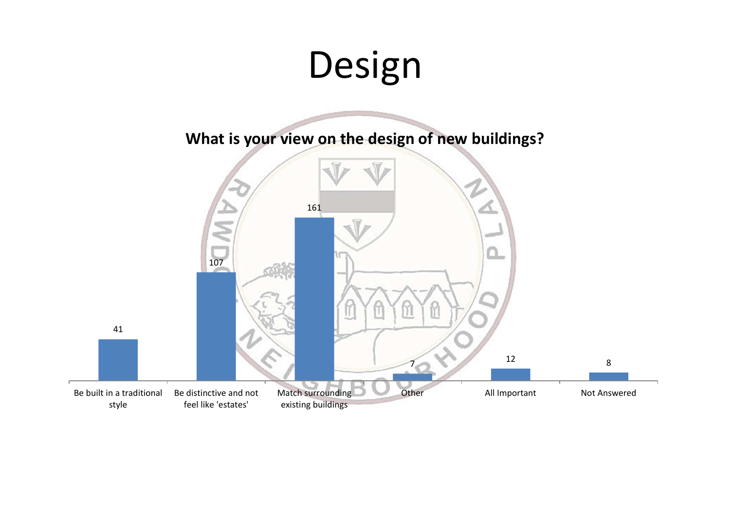# Design

**What is your view on the design of new buildings?**

| Response | Count |
| --- | --- |
| Be built in a traditional style | 41 |
| Be distinctive and not feel like 'estates' | 107 |
| Match surrounding existing buildings | 161 |
| Other | 7 |
| All Important | 12 |
| Not Answered | 8 |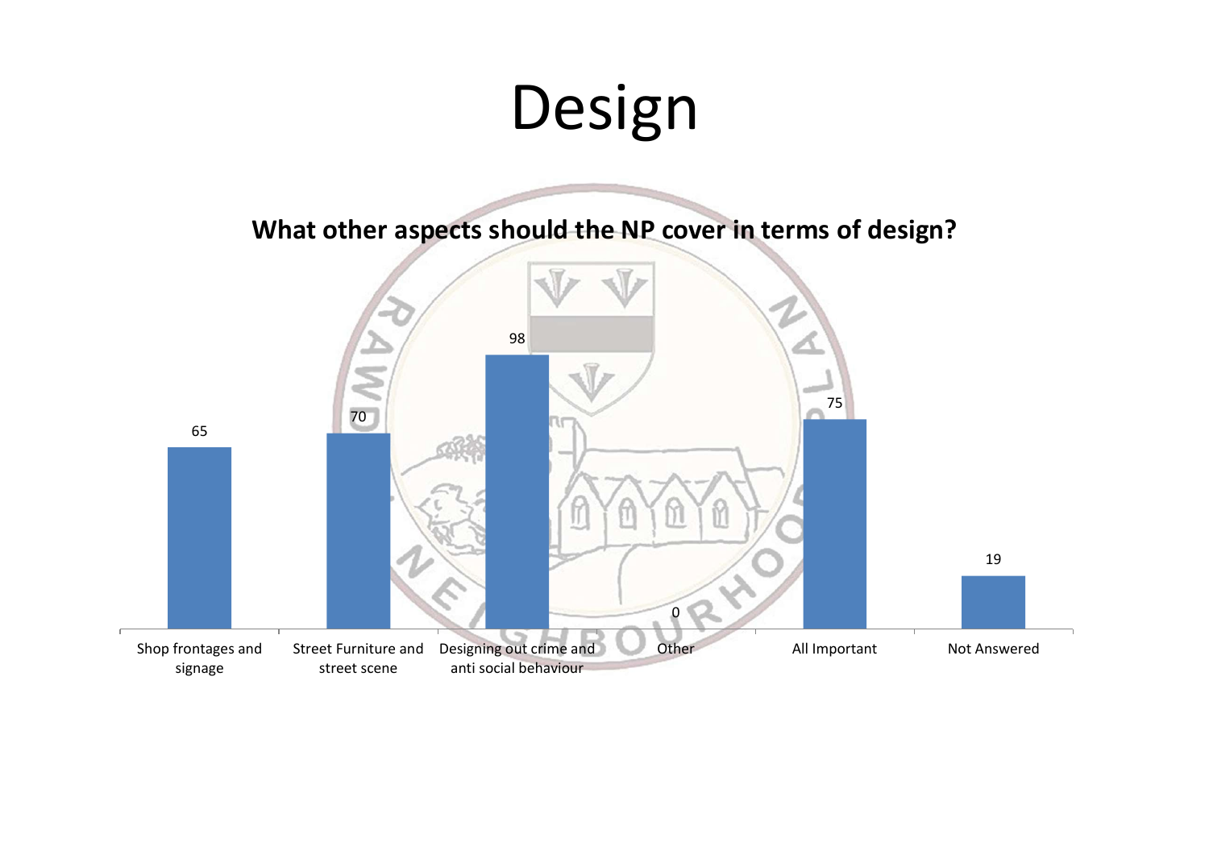# Design

**What other aspects should the NP cover in terms of design?**

| Category | Count |
|---|---|
| Shop frontages and signage | 65 |
| Street Furniture and street scene | 70 |
| Designing out crime and anti social behaviour | 98 |
| Other | 0 |
| All Important | 75 |
| Not Answered | 19 |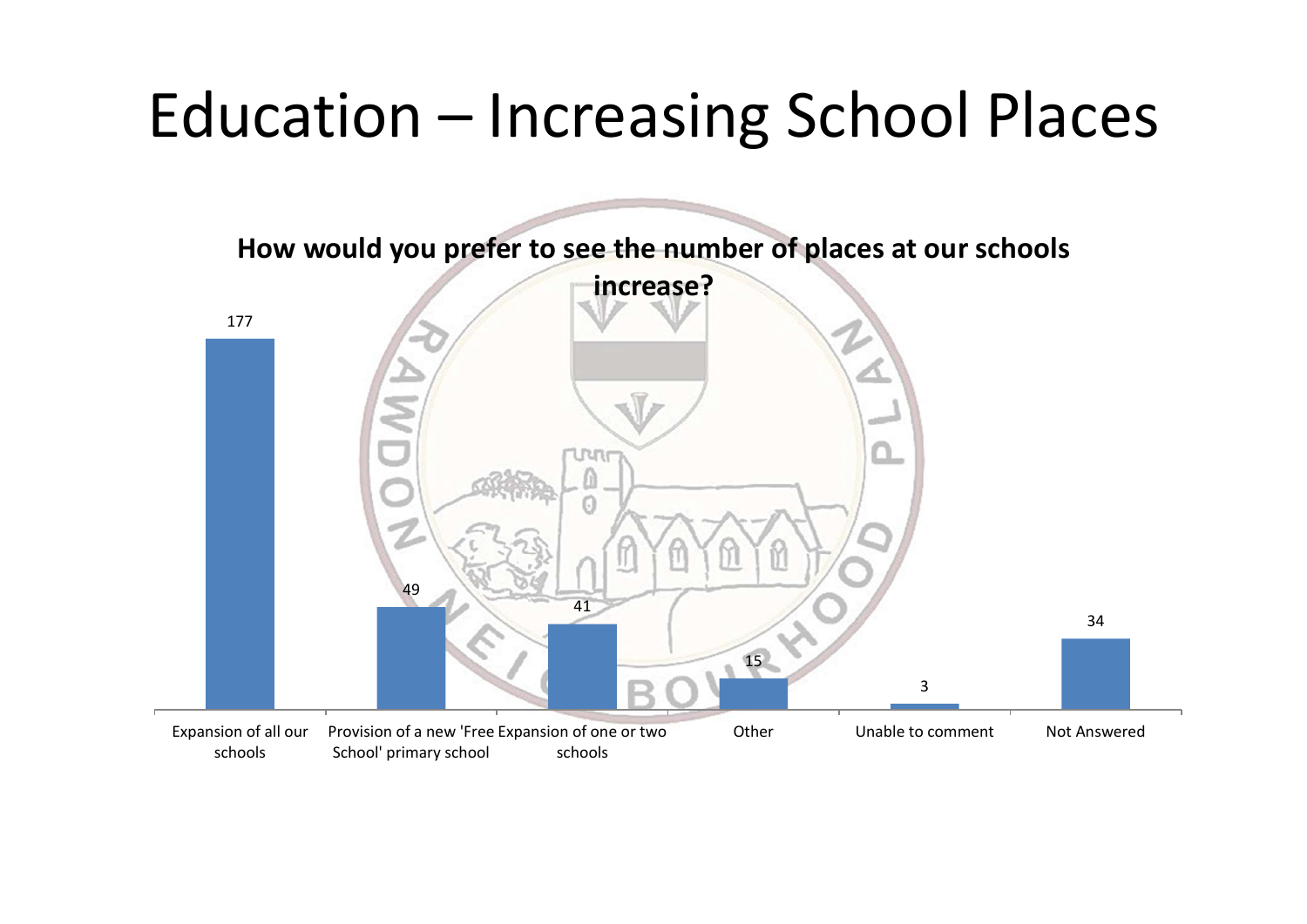# Education – Increasing School Places

**How would you prefer to see the number of places at our schools increase?**

| Response | Count |
|---|---|
| Expansion of all our schools | 177 |
| Provision of a new 'Free School' primary school | 49 |
| Expansion of one or two schools | 41 |
| Other | 15 |
| Unable to comment | 3 |
| Not Answered | 34 |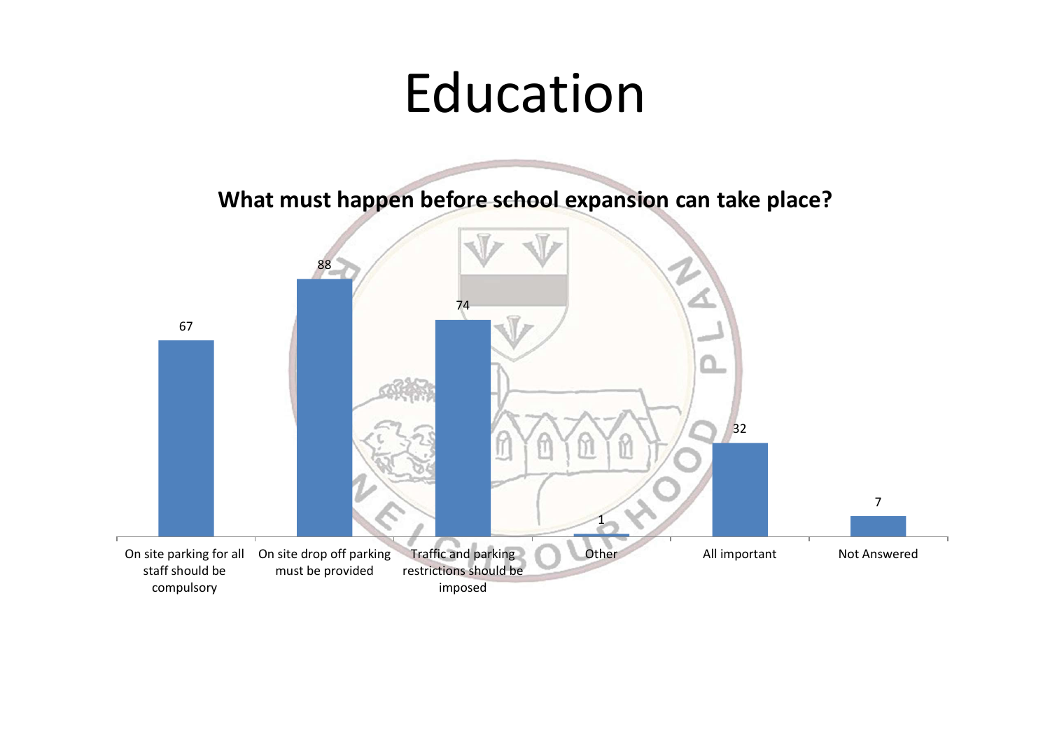# Education

**What must happen before school expansion can take place?**

| Response | Count |
| --- | --- |
| On site parking for all staff should be compulsory | 67 |
| On site drop off parking must be provided | 88 |
| Traffic and parking restrictions should be imposed | 74 |
| Other | 1 |
| All important | 32 |
| Not Answered | 7 |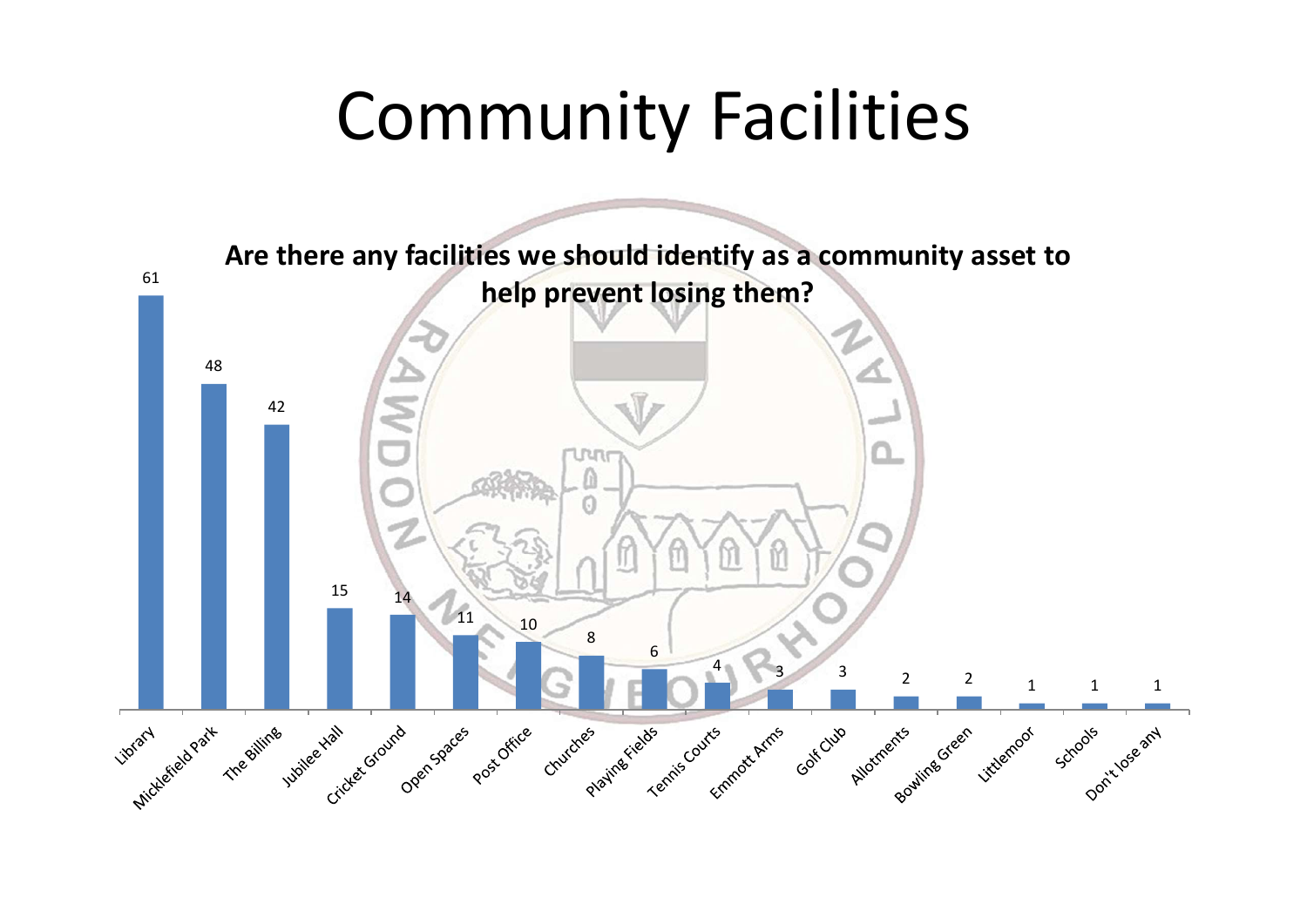# Community Facilities

**Are there any facilities we should identify as a community asset to help prevent losing them?**

| Facility | Responses |
| --- | --- |
| Library | 61 |
| Micklefield Park | 48 |
| The Billing | 42 |
| Jubilee Hall | 15 |
| Cricket Ground | 14 |
| Open Spaces | 11 |
| Post Office | 10 |
| Churches | 8 |
| Playing Fields | 6 |
| Tennis Courts | 4 |
| Emmott Arms | 3 |
| Golf Club | 3 |
| Allotments | 2 |
| Bowling Green | 2 |
| Littlemoor | 1 |
| Schools | 1 |
| Don't lose any | 1 |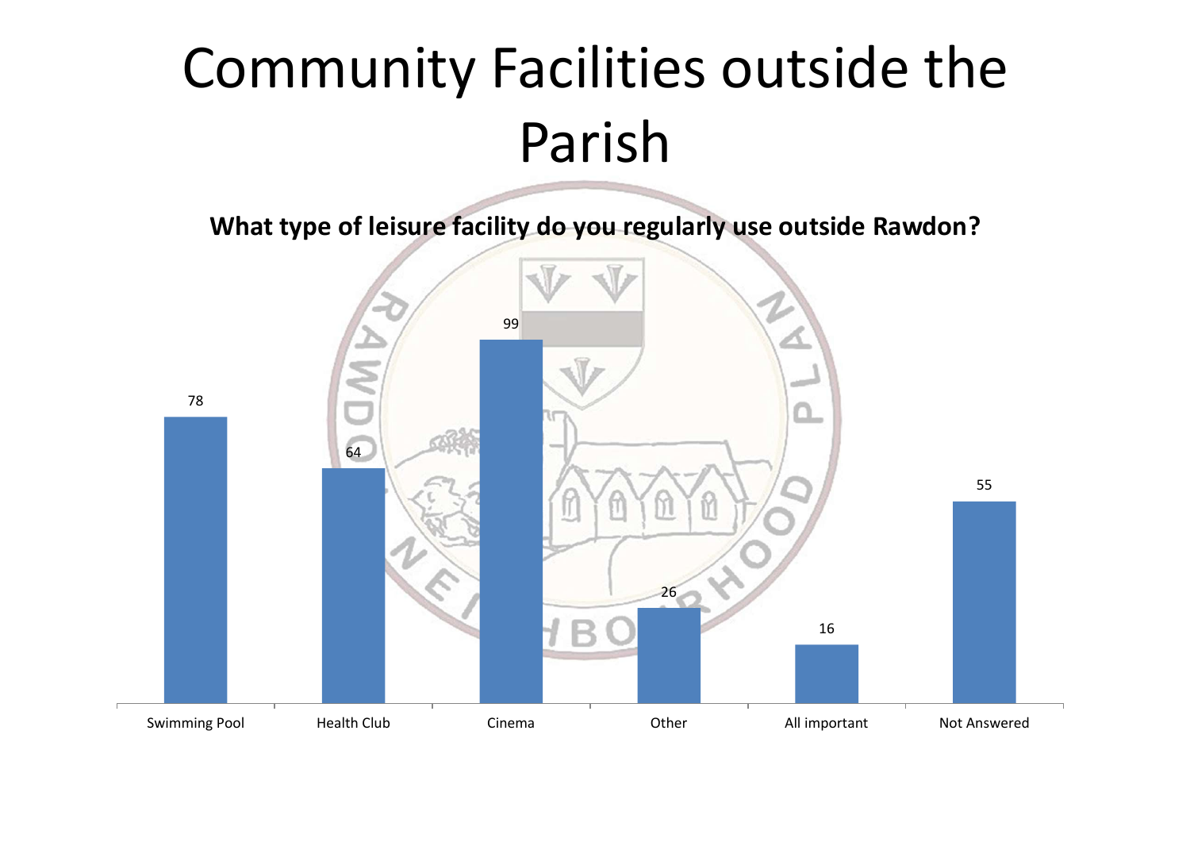# Community Facilities outside the Parish

**What type of leisure facility do you regularly use outside Rawdon?**

| Swimming Pool | Health Club | Cinema | Other | All important | Not Answered |
| --- | --- | --- | --- | --- | --- |
| 78 | 64 | 99 | 26 | 16 | 55 |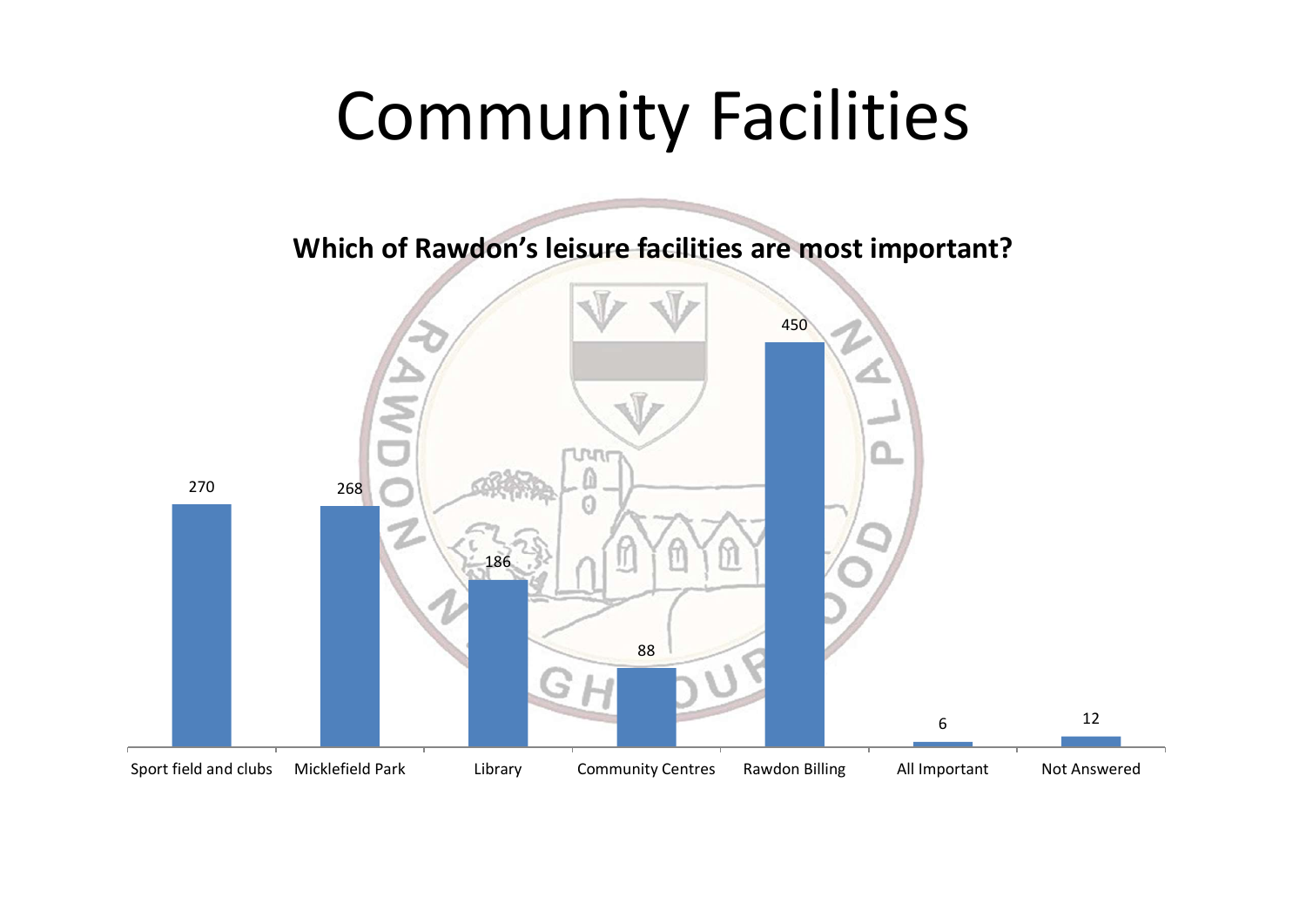# Community Facilities

**Which of Rawdon's leisure facilities are most important?**

| Facility | Responses |
|---|---|
| Sport field and clubs | 270 |
| Micklefield Park | 268 |
| Library | 186 |
| Community Centres | 88 |
| Rawdon Billing | 450 |
| All Important | 6 |
| Not Answered | 12 |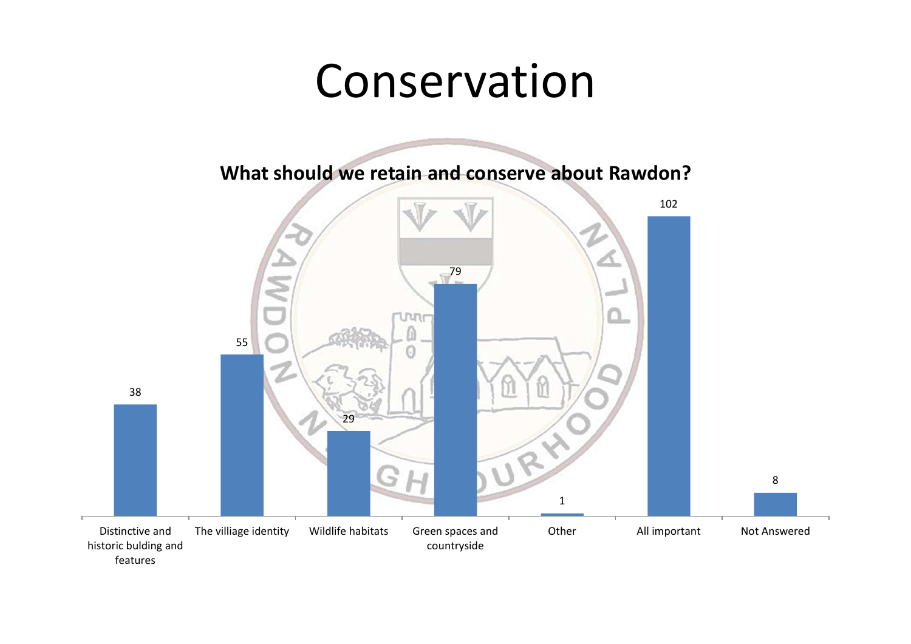# Conservation

**What should we retain and conserve about Rawdon?**

| Category | Count |
|---|---|
| Distinctive and historic bulding and features | 38 |
| The villiage identity | 55 |
| Wildlife habitats | 29 |
| Green spaces and countryside | 79 |
| Other | 1 |
| All important | 102 |
| Not Answered | 8 |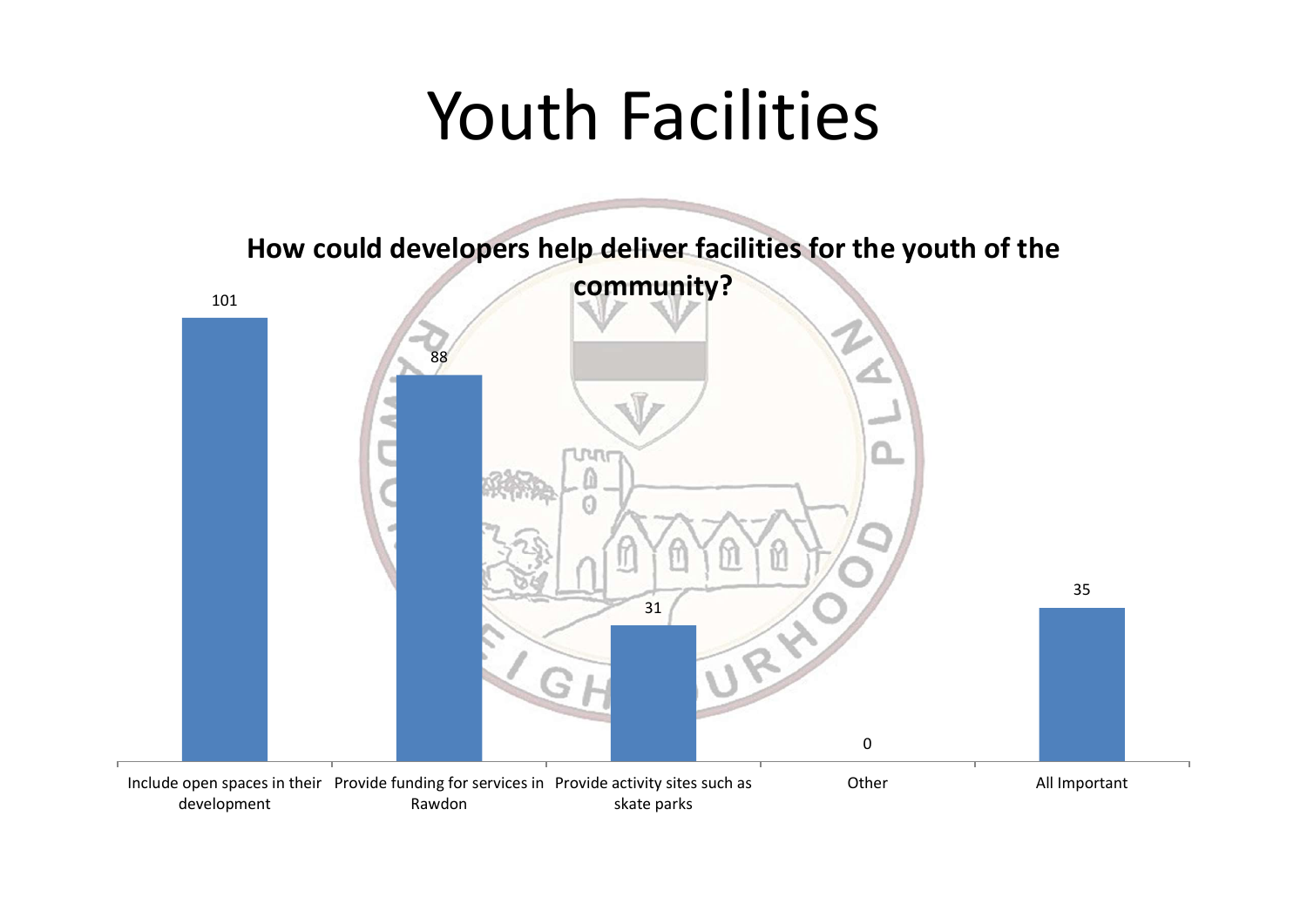# Youth Facilities

**How could developers help deliver facilities for the youth of the community?**

| Response | Count |
| --- | --- |
| Include open spaces in their development | 101 |
| Provide funding for services in Rawdon | 88 |
| Provide activity sites such as skate parks | 31 |
| Other | 0 |
| All Important | 35 |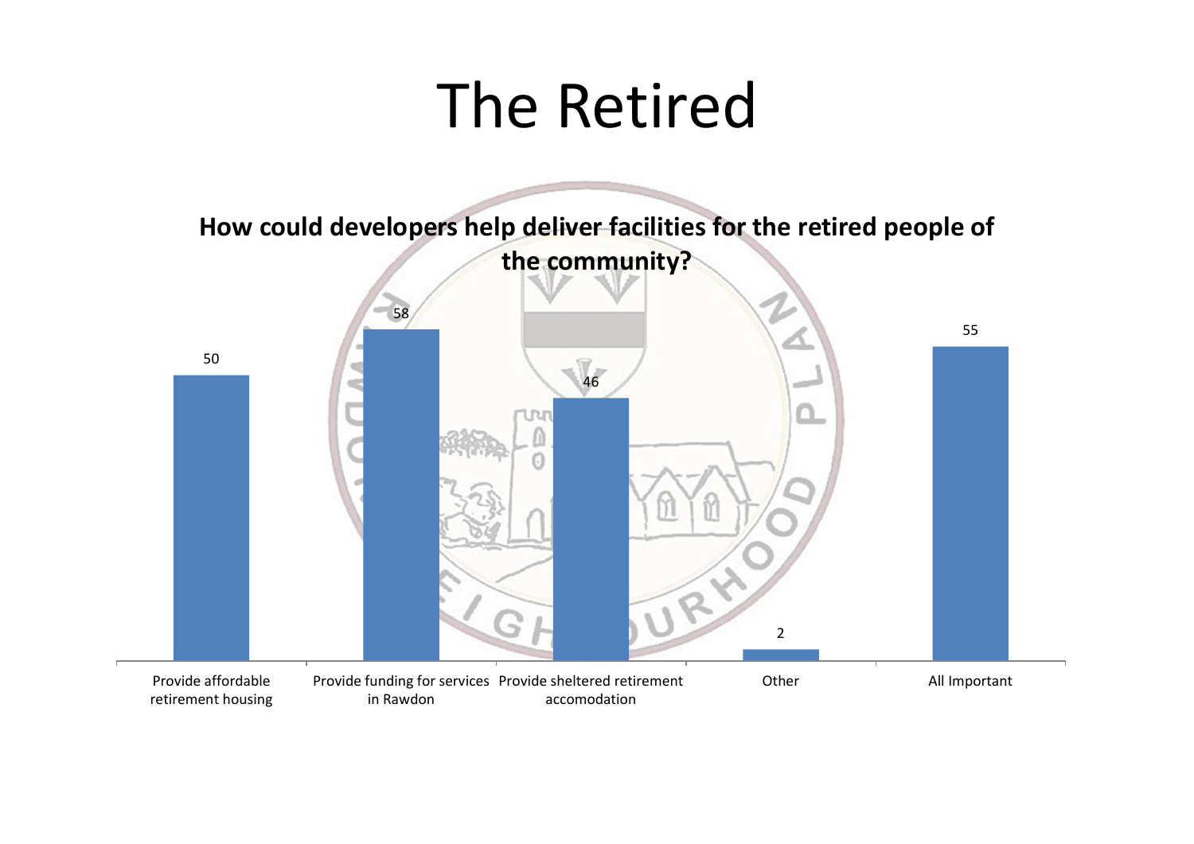# The Retired

**How could developers help deliver facilities for the retired people of the community?**

| Option | Responses |
| --- | --- |
| Provide affordable retirement housing | 50 |
| Provide funding for services in Rawdon | 58 |
| Provide sheltered retirement accomodation | 46 |
| Other | 2 |
| All Important | 55 |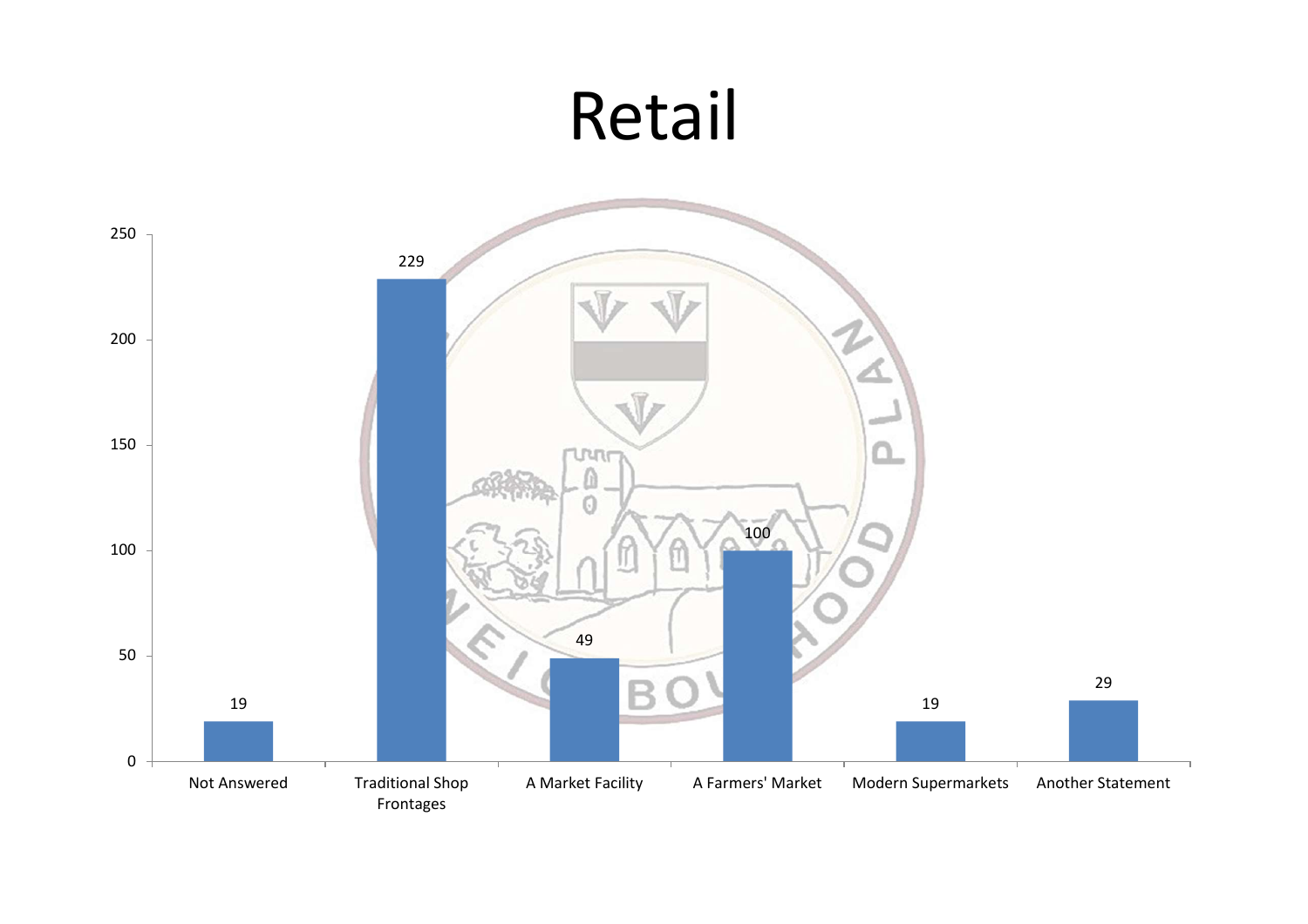# Retail

| Category | Count |
| --- | --- |
| Not Answered | 19 |
| Traditional Shop Frontages | 229 |
| A Market Facility | 49 |
| A Farmers' Market | 100 |
| Modern Supermarkets | 19 |
| Another Statement | 29 |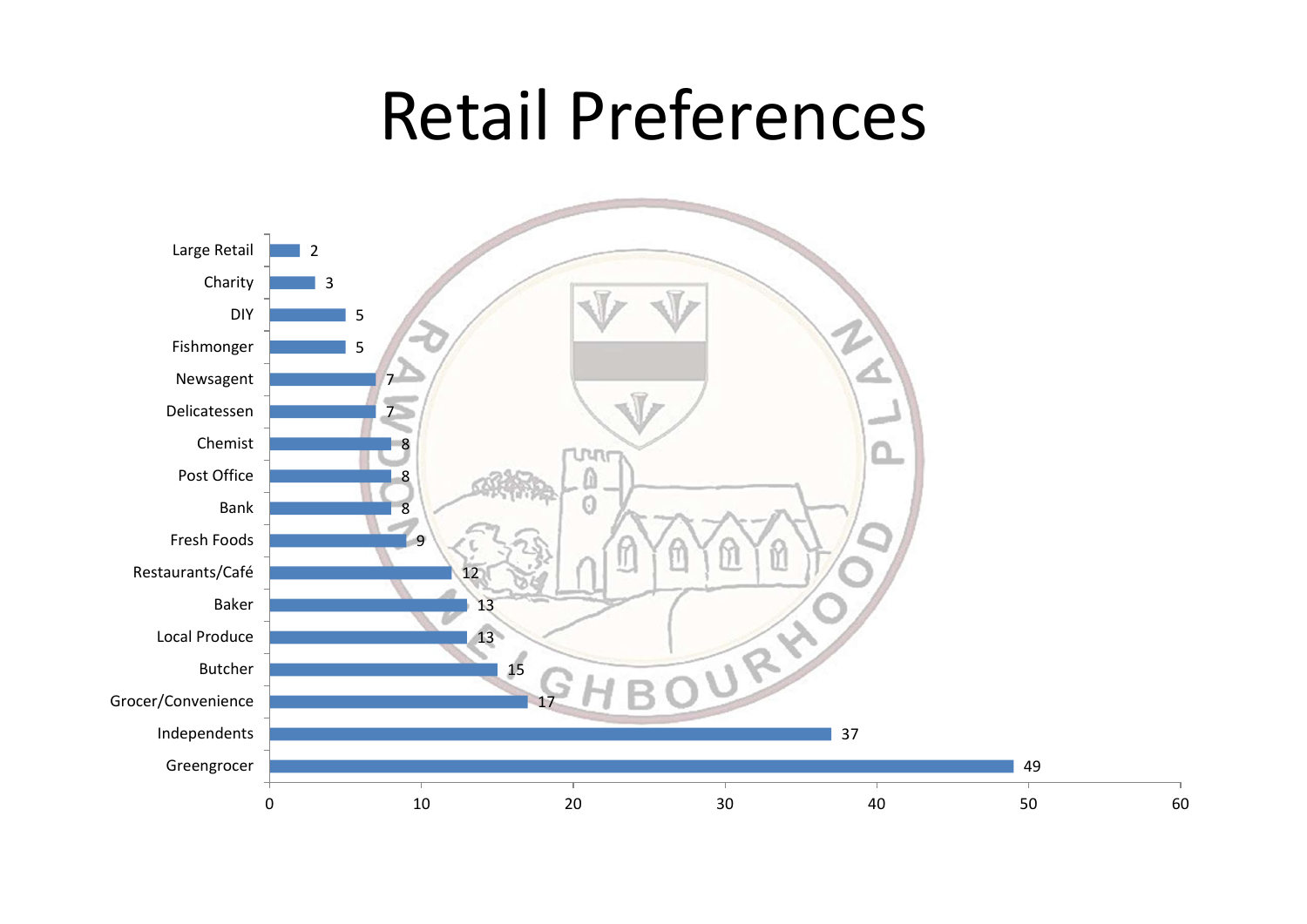# Retail Preferences

| Category | Value |
|---|---|
| Large Retail | 2 |
| Charity | 3 |
| DIY | 5 |
| Fishmonger | 5 |
| Newsagent | 7 |
| Delicatessen | 7 |
| Chemist | 8 |
| Post Office | 8 |
| Bank | 8 |
| Fresh Foods | 9 |
| Restaurants/Café | 12 |
| Baker | 13 |
| Local Produce | 13 |
| Butcher | 15 |
| Grocer/Convenience | 17 |
| Independents | 37 |
| Greengrocer | 49 |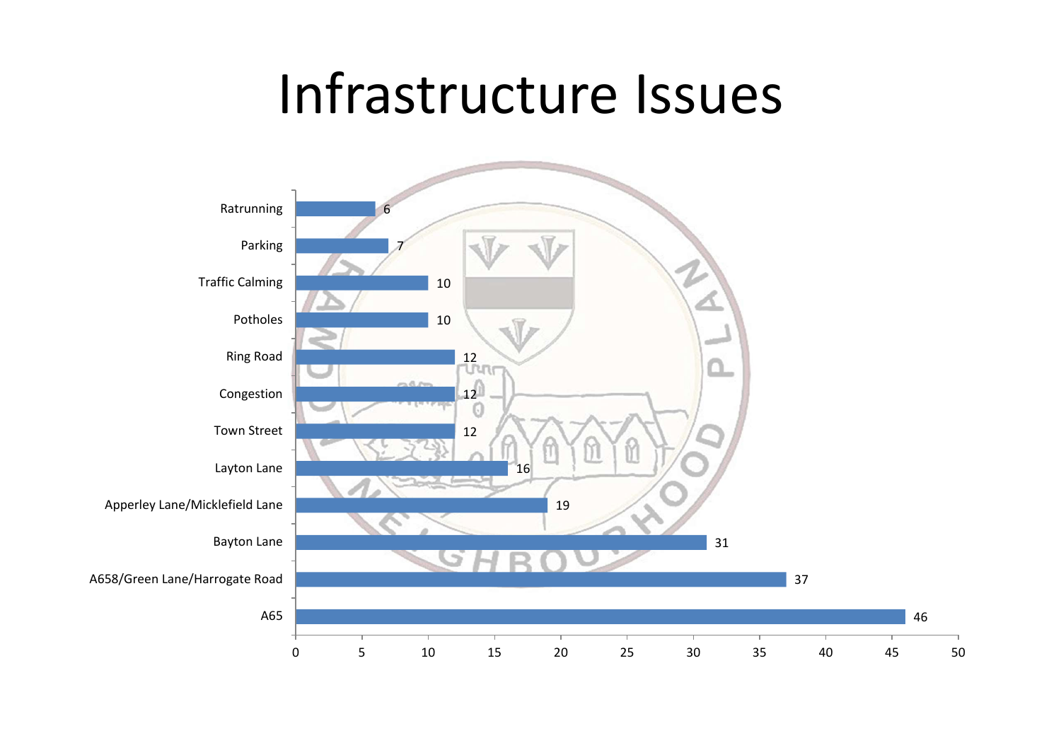# Infrastructure Issues

| Issue | Count |
| --- | --- |
| Ratrunning | 6 |
| Parking | 7 |
| Traffic Calming | 10 |
| Potholes | 10 |
| Ring Road | 12 |
| Congestion | 12 |
| Town Street | 12 |
| Layton Lane | 16 |
| Apperley Lane/Micklefield Lane | 19 |
| Bayton Lane | 31 |
| A658/Green Lane/Harrogate Road | 37 |
| A65 | 46 |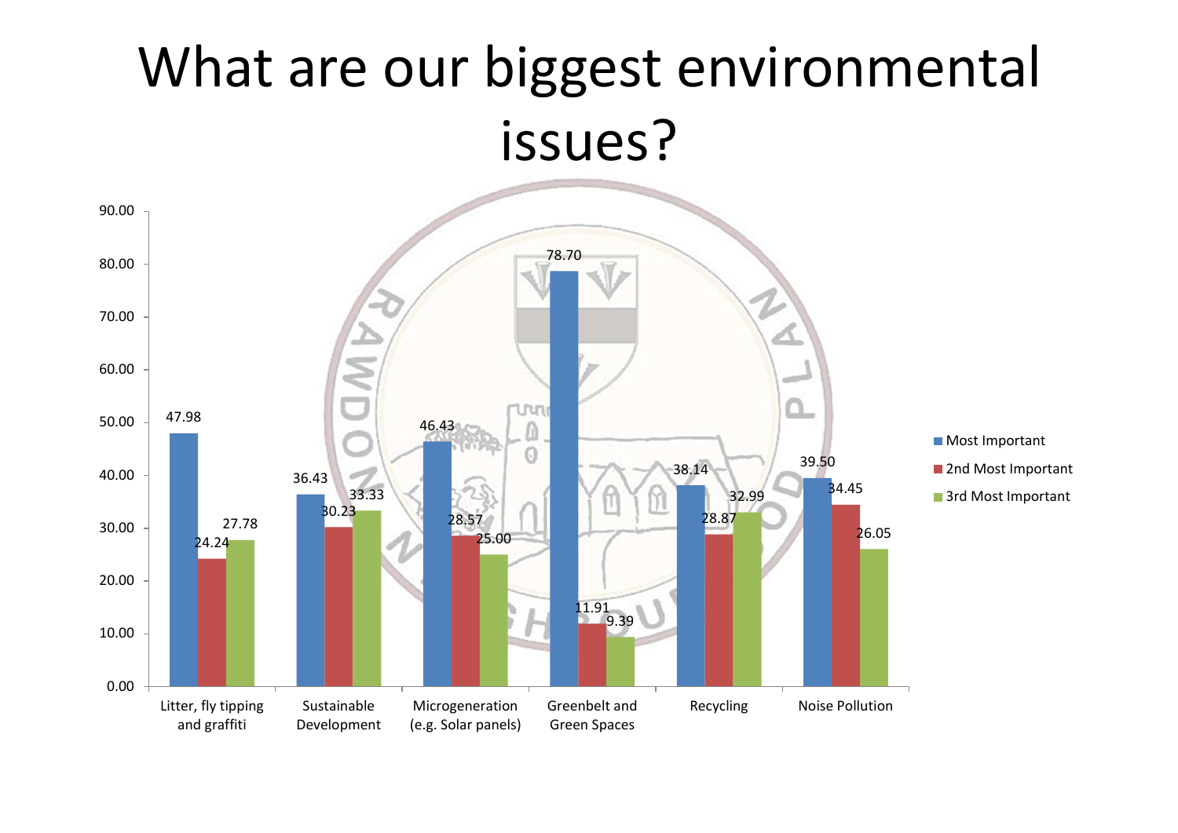# What are our biggest environmental issues?

| | Most Important | 2nd Most Important | 3rd Most Important |
|---|---|---|---|
| Litter, fly tipping and graffiti | 47.98 | 24.24 | 27.78 |
| Sustainable Development | 36.43 | 30.23 | 33.33 |
| Microgeneration (e.g. Solar panels) | 46.43 | 28.57 | 25.00 |
| Greenbelt and Green Spaces | 78.70 | 11.91 | 9.39 |
| Recycling | 38.14 | 28.87 | 32.99 |
| Noise Pollution | 39.50 | 34.45 | 26.05 |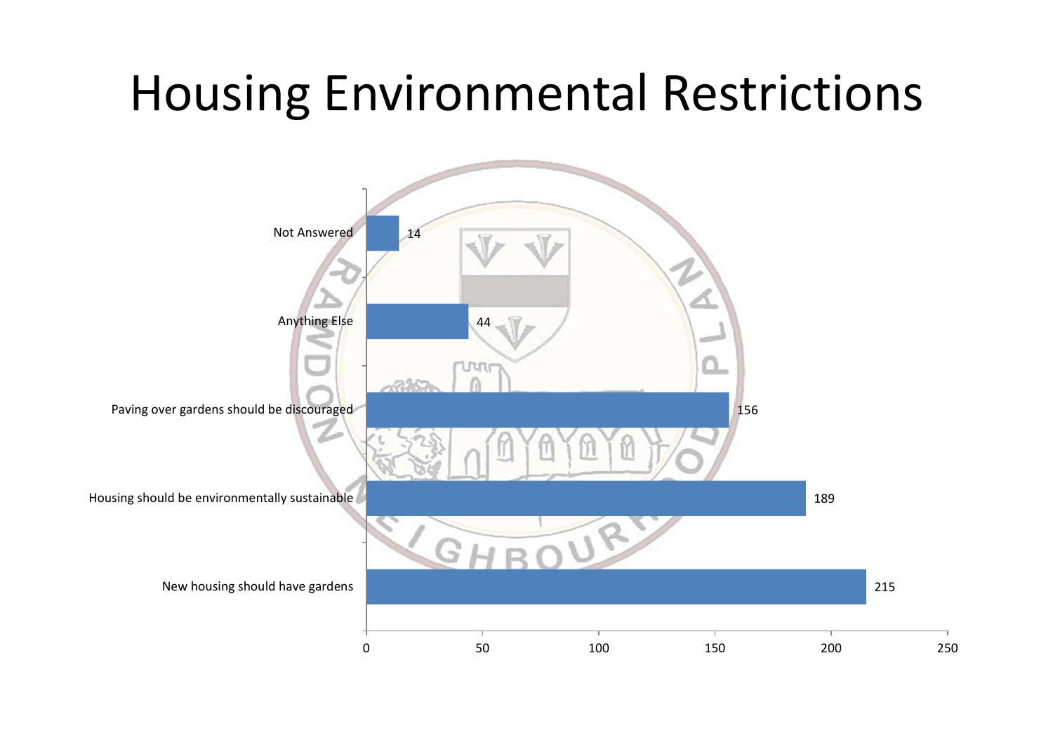# Housing Environmental Restrictions

| Response | Count |
| --- | --- |
| Not Answered | 14 |
| Anything Else | 44 |
| Paving over gardens should be discouraged | 156 |
| Housing should be environmentally sustainable | 189 |
| New housing should have gardens | 215 |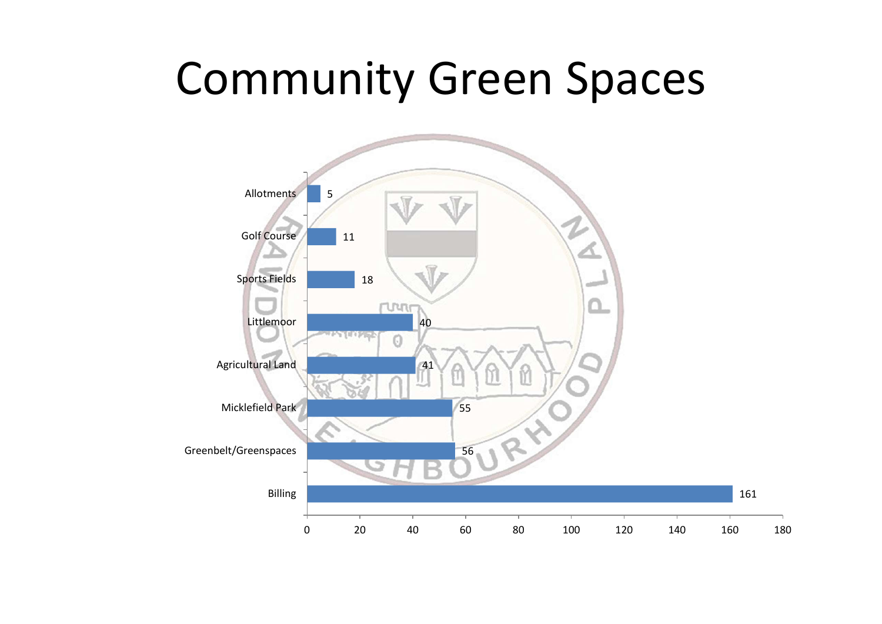# Community Green Spaces

| Category | Value |
| --- | --- |
| Allotments | 5 |
| Golf Course | 11 |
| Sports Fields | 18 |
| Littlemoor | 40 |
| Agricultural Land | 41 |
| Micklefield Park | 55 |
| Greenbelt/Greenspaces | 56 |
| Billing | 161 |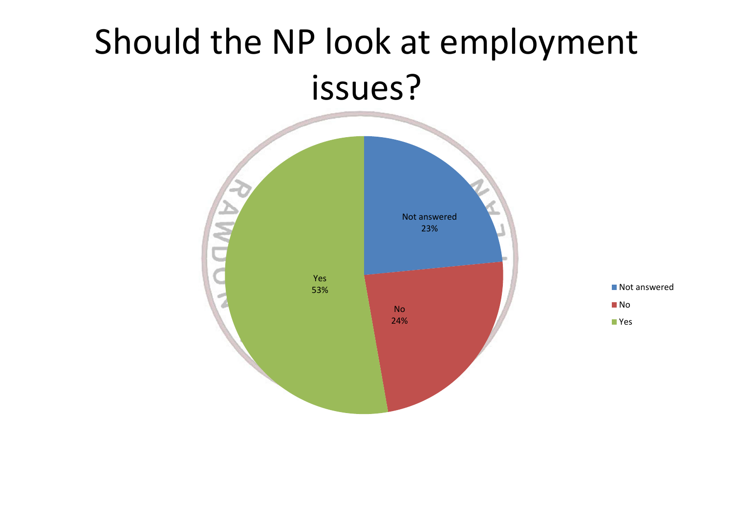# Should the NP look at employment issues?

| Response | Percentage |
| --- | --- |
| Not answered | 23% |
| No | 24% |
| Yes | 53% |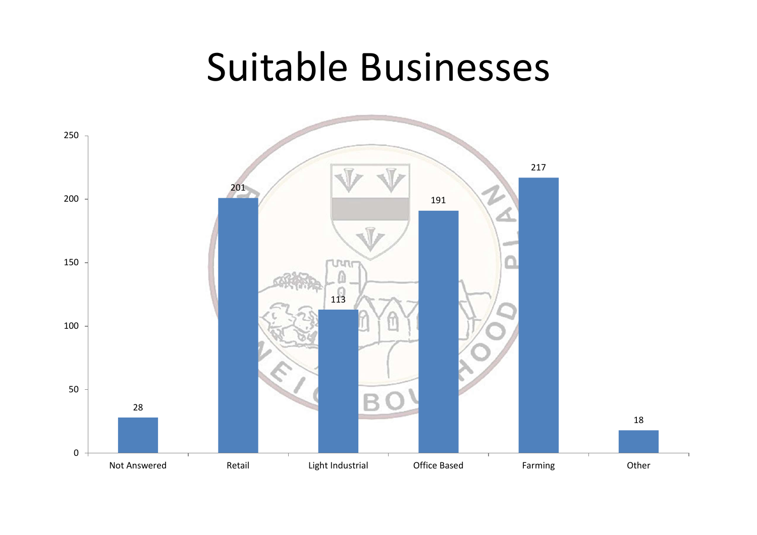# Suitable Businesses

| Category | Count |
|---|---|
| Not Answered | 28 |
| Retail | 201 |
| Light Industrial | 113 |
| Office Based | 191 |
| Farming | 217 |
| Other | 18 |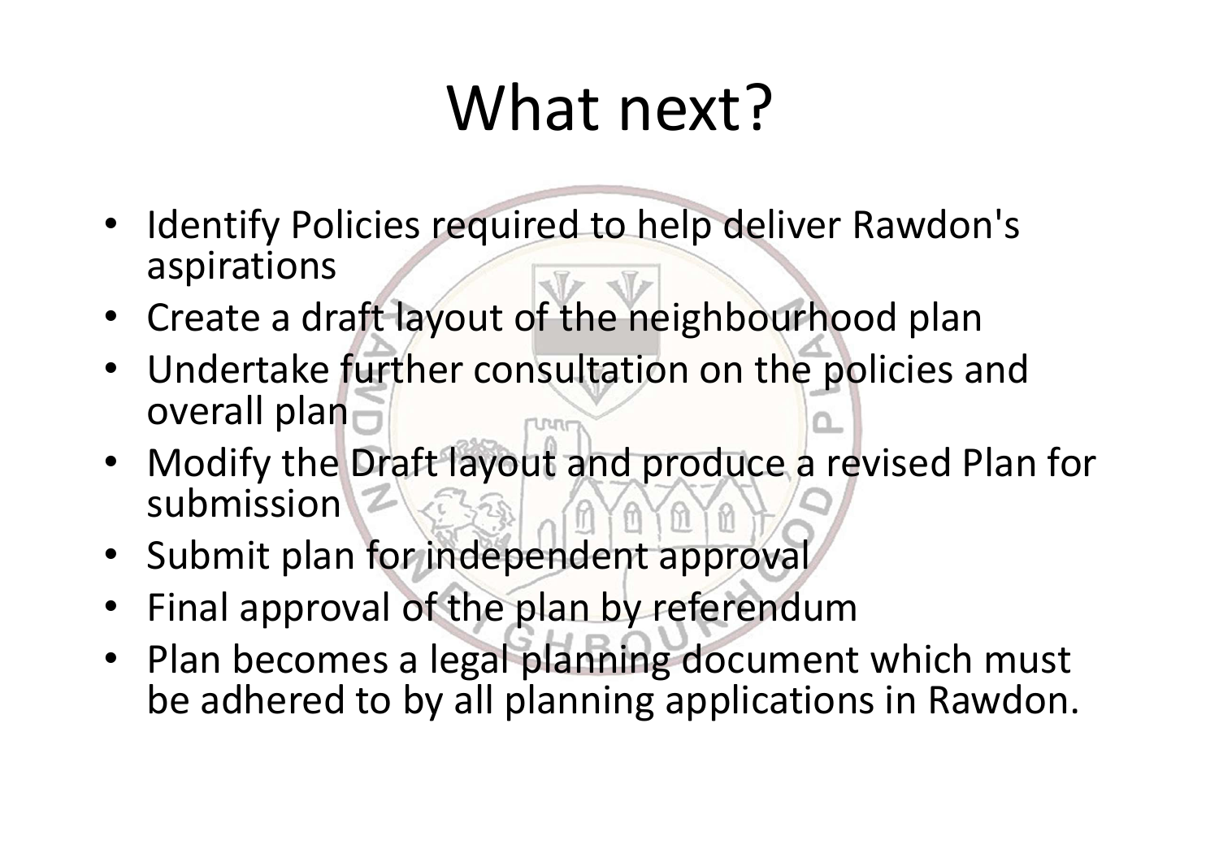# What next?

- Identify Policies required to help deliver Rawdon's aspirations
- Create a draft layout of the neighbourhood plan
- Undertake further consultation on the policies and overall plan
- Modify the Draft layout and produce a revised Plan for submission
- Submit plan for independent approval
- Final approval of the plan by referendum
- Plan becomes a legal planning document which must be adhered to by all planning applications in Rawdon.